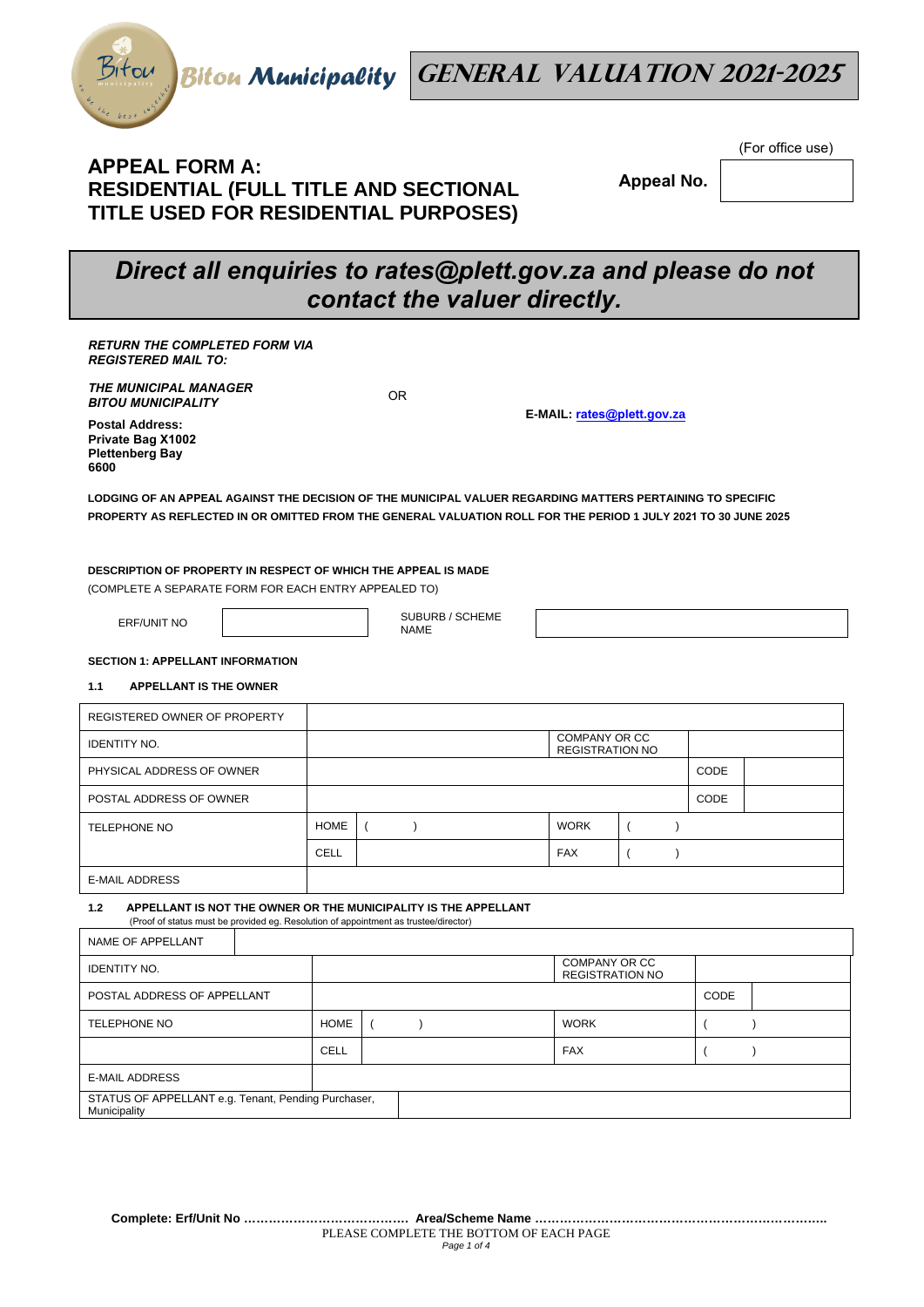Bitou Municipality **GENERAL VALUATION 2021-2025**

(For office use)

# APPEAL FORM A: RESIDENTIAL (FULL TITLE AND SECTIONAL TITLE USED FOR RESIDENTIAL PURPOSES)

**Appeal No.** 

## *Direct all enquiries to rates@plett.gov.za and please do not contact the valuer directly.*

***RETURN THE COMPLETED FORM VIA REGISTERED MAIL TO:***

***THE MUNICIPAL MANAGER***
***BITOU MUNICIPALITY***

**Postal Address:**
**Private Bag X1002**
**Plettenberg Bay**
**6600**

OR

**E-MAIL: rates@plett.gov.za**

**LODGING OF AN APPEAL AGAINST THE DECISION OF THE MUNICIPAL VALUER REGARDING MATTERS PERTAINING TO SPECIFIC PROPERTY AS REFLECTED IN OR OMITTED FROM THE GENERAL VALUATION ROLL FOR THE PERIOD 1 JULY 2021 TO 30 JUNE 2025**

**DESCRIPTION OF PROPERTY IN RESPECT OF WHICH THE APPEAL IS MADE**
(COMPLETE A SEPARATE FORM FOR EACH ENTRY APPEALED TO)

| ERF/UNIT NO | | SUBURB / SCHEME NAME | |
|---|---|---|---|

**SECTION 1: APPELLANT INFORMATION**

**1.1 APPELLANT IS THE OWNER**

| REGISTERED OWNER OF PROPERTY | | | | | |
|---|---|---|---|---|---|
| IDENTITY NO. | | | COMPANY OR CC REGISTRATION NO | | |
| PHYSICAL ADDRESS OF OWNER | | | | CODE | |
| POSTAL ADDRESS OF OWNER | | | | CODE | |
| TELEPHONE NO | HOME | ( ) | WORK | ( ) | |
| | CELL | | FAX | ( ) | |
| E-MAIL ADDRESS | | | | | |

**1.2 APPELLANT IS NOT THE OWNER OR THE MUNICIPALITY IS THE APPELLANT**
(Proof of status must be provided eg. Resolution of appointment as trustee/director)

| NAME OF APPELLANT | | | | | |
|---|---|---|---|---|---|
| IDENTITY NO. | | | COMPANY OR CC REGISTRATION NO | | |
| POSTAL ADDRESS OF APPELLANT | | | | CODE | |
| TELEPHONE NO | HOME | ( ) | WORK | ( ) | |
| | CELL | | FAX | ( ) | |
| E-MAIL ADDRESS | | | | | |
| STATUS OF APPELLANT e.g. Tenant, Pending Purchaser, Municipality | | | | | |

**Complete: Erf/Unit No ………………………………… Area/Scheme Name ……………………………………………………………..**
PLEASE COMPLETE THE BOTTOM OF EACH PAGE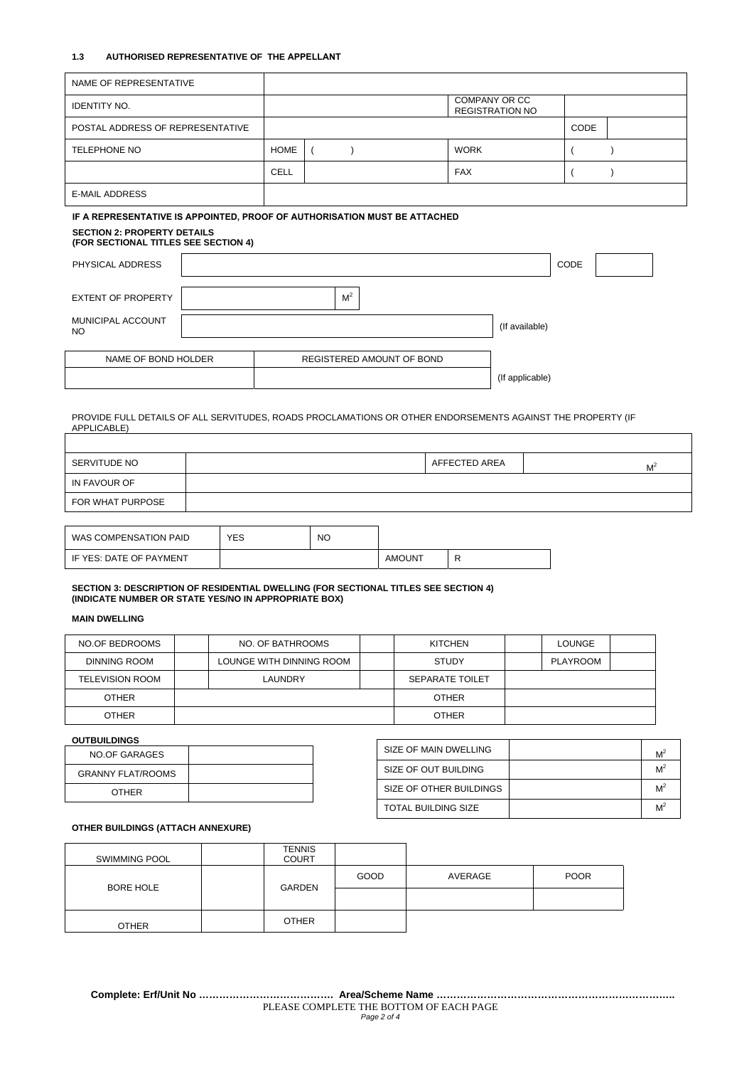### 1.3 AUTHORISED REPRESENTATIVE OF THE APPELLANT

| NAME OF REPRESENTATIVE | | | | | |
|---|---|---|---|---|---|
| IDENTITY NO. | | | COMPANY OR CC REGISTRATION NO | | |
| POSTAL ADDRESS OF REPRESENTATIVE | | | | CODE | |
| TELEPHONE NO | HOME | ( ) | WORK | ( ) | |
| | CELL | | FAX | ( ) | |
| E-MAIL ADDRESS | | | | | |

**IF A REPRESENTATIVE IS APPOINTED, PROOF OF AUTHORISATION MUST BE ATTACHED**

**SECTION 2: PROPERTY DETAILS**
**(FOR SECTIONAL TITLES SEE SECTION 4)**

| PHYSICAL ADDRESS | | CODE | |
|---|---|---|---|
| EXTENT OF PROPERTY | $M^2$ | | |
| MUNICIPAL ACCOUNT NO | | (If available) | |

| NAME OF BOND HOLDER | REGISTERED AMOUNT OF BOND | |
|---|---|---|
| | | (If applicable) |

PROVIDE FULL DETAILS OF ALL SERVITUDES, ROADS PROCLAMATIONS OR OTHER ENDORSEMENTS AGAINST THE PROPERTY (IF APPLICABLE)

| | | | |
|---|---|---|---|
| SERVITUDE NO | | AFFECTED AREA | $M^2$ |
| IN FAVOUR OF | | | |
| FOR WHAT PURPOSE | | | |

| WAS COMPENSATION PAID | YES | NO | | |
|---|---|---|---|---|
| IF YES: DATE OF PAYMENT | | | AMOUNT | R |

**SECTION 3: DESCRIPTION OF RESIDENTIAL DWELLING (FOR SECTIONAL TITLES SEE SECTION 4)**
**(INDICATE NUMBER OR STATE YES/NO IN APPROPRIATE BOX)**

**MAIN DWELLING**

| NO.OF BEDROOMS | | NO. OF BATHROOMS | | KITCHEN | | LOUNGE | |
|---|---|---|---|---|---|---|---|
| DINNING ROOM | | LOUNGE WITH DINNING ROOM | | STUDY | | PLAYROOM | |
| TELEVISION ROOM | | LAUNDRY | | SEPARATE TOILET | | | |
| OTHER | | | | OTHER | | | |
| OTHER | | | | OTHER | | | |

**OUTBUILDINGS**

| NO.OF GARAGES | |
|---|---|
| GRANNY FLAT/ROOMS | |
| OTHER | |

| SIZE OF MAIN DWELLING | | $M^2$ |
|---|---|---|
| SIZE OF OUT BUILDING | | $M^2$ |
| SIZE OF OTHER BUILDINGS | | $M^2$ |
| TOTAL BUILDING SIZE | | $M^2$ |

**OTHER BUILDINGS (ATTACH ANNEXURE)**

| SWIMMING POOL | | TENNIS COURT | | | |
|---|---|---|---|---|---|
| BORE HOLE | | GARDEN | GOOD | AVERAGE | POOR |
| | | | | | |
| OTHER | | OTHER | | | |

**Complete: Erf/Unit No ………………………………. Area/Scheme Name ……………………………………………………………..**

PLEASE COMPLETE THE BOTTOM OF EACH PAGE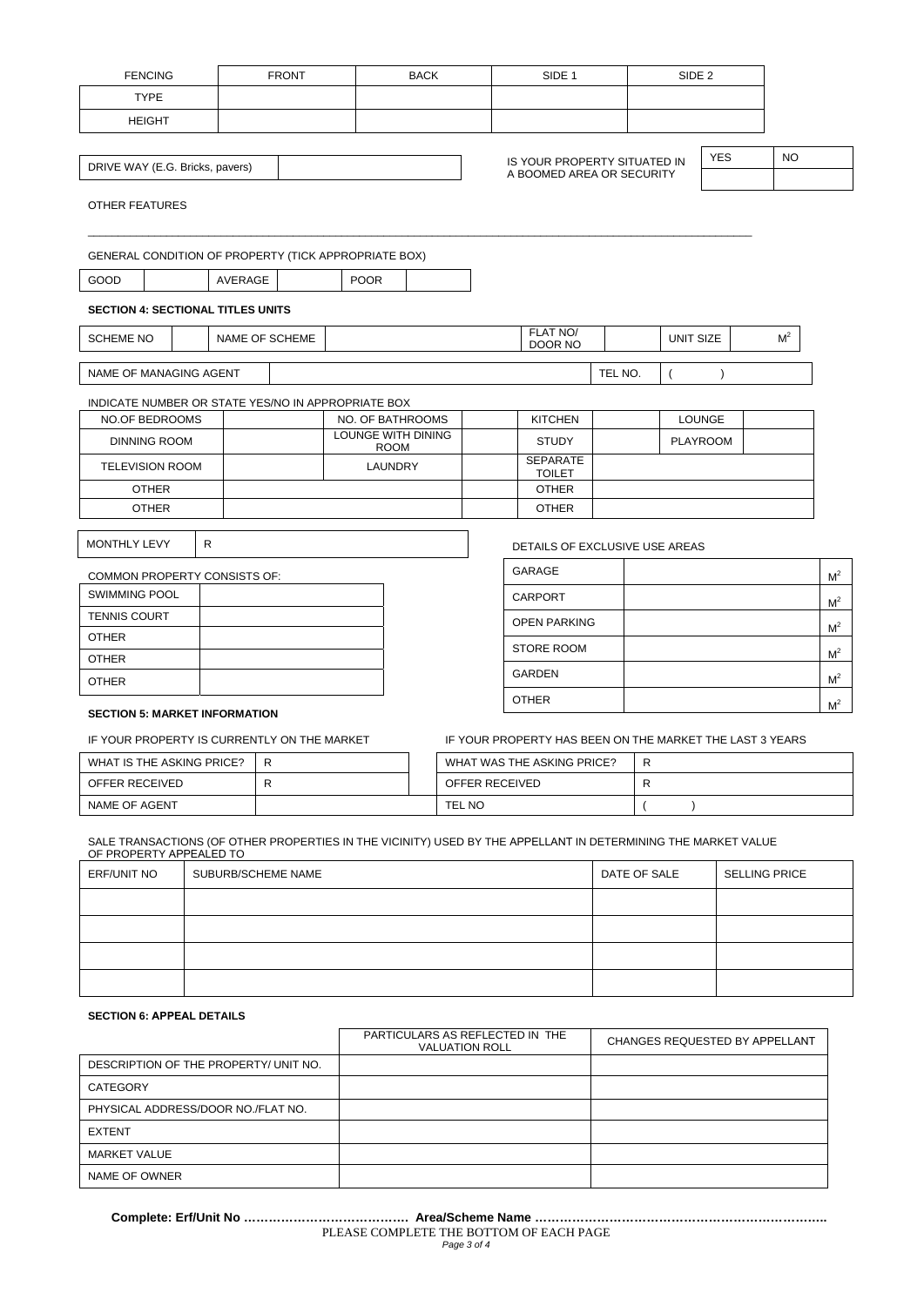| FENCING | FRONT | BACK | SIDE 1 | SIDE 2 |
|---|---|---|---|---|
| TYPE | | | | |
| HEIGHT | | | | |

| DRIVE WAY (E.G. Bricks, pavers) | |
|---|---|

| IS YOUR PROPERTY SITUATED IN A BOOMED AREA OR SECURITY | YES | NO |
|---|---|---|
| | | |

OTHER FEATURES

\_\_\_\_\_\_\_\_\_\_\_\_\_\_\_\_\_\_\_\_\_\_\_\_\_\_\_\_\_\_\_\_\_\_\_\_\_\_\_\_\_\_\_\_\_\_\_\_\_\_\_\_\_\_\_\_\_\_\_\_\_\_\_\_\_\_\_\_\_\_\_\_\_\_\_\_\_\_

GENERAL CONDITION OF PROPERTY (TICK APPROPRIATE BOX)

| GOOD | | AVERAGE | | POOR | |
|---|---|---|---|---|---|

**SECTION 4: SECTIONAL TITLES UNITS**

| SCHEME NO | | NAME OF SCHEME | | FLAT NO/ DOOR NO | | UNIT SIZE | $M^2$ |
|---|---|---|---|---|---|---|---|

| NAME OF MANAGING AGENT | | TEL NO. | ( ) |
|---|---|---|---|

INDICATE NUMBER OR STATE YES/NO IN APPROPRIATE BOX

| NO.OF BEDROOMS | | NO. OF BATHROOMS | | KITCHEN | | LOUNGE | |
|---|---|---|---|---|---|---|---|
| DINNING ROOM | | LOUNGE WITH DINING ROOM | | STUDY | | PLAYROOM | |
| TELEVISION ROOM | | LAUNDRY | | SEPARATE TOILET | | | |
| OTHER | | | | OTHER | | | |
| OTHER | | | | OTHER | | | |

| MONTHLY LEVY | R |
|---|---|

COMMON PROPERTY CONSISTS OF:

| SWIMMING POOL | |
|---|---|
| TENNIS COURT | |
| OTHER | |
| OTHER | |
| OTHER | |

DETAILS OF EXCLUSIVE USE AREAS

| GARAGE | | $M^2$ |
|---|---|---|
| CARPORT | | $M^2$ |
| OPEN PARKING | | $M^2$ |
| STORE ROOM | | $M^2$ |
| GARDEN | | $M^2$ |
| OTHER | | $M^2$ |

**SECTION 5: MARKET INFORMATION**

IF YOUR PROPERTY IS CURRENTLY ON THE MARKET

| WHAT IS THE ASKING PRICE? | R |
|---|---|
| OFFER RECEIVED | R |
| NAME OF AGENT | |

IF YOUR PROPERTY HAS BEEN ON THE MARKET THE LAST 3 YEARS

| WHAT WAS THE ASKING PRICE? | R |
|---|---|
| OFFER RECEIVED | R |
| TEL NO | ( ) |

SALE TRANSACTIONS (OF OTHER PROPERTIES IN THE VICINITY) USED BY THE APPELLANT IN DETERMINING THE MARKET VALUE OF PROPERTY APPEALED TO

| ERF/UNIT NO | SUBURB/SCHEME NAME | DATE OF SALE | SELLING PRICE |
|---|---|---|---|
| | | | |
| | | | |
| | | | |
| | | | |

**SECTION 6: APPEAL DETAILS**

| | PARTICULARS AS REFLECTED IN THE VALUATION ROLL | CHANGES REQUESTED BY APPELLANT |
|---|---|---|
| DESCRIPTION OF THE PROPERTY/ UNIT NO. | | |
| CATEGORY | | |
| PHYSICAL ADDRESS/DOOR NO./FLAT NO. | | |
| EXTENT | | |
| MARKET VALUE | | |
| NAME OF OWNER | | |

**Complete: Erf/Unit No ………………………………. Area/Scheme Name ……………………………………………………………..**

PLEASE COMPLETE THE BOTTOM OF EACH PAGE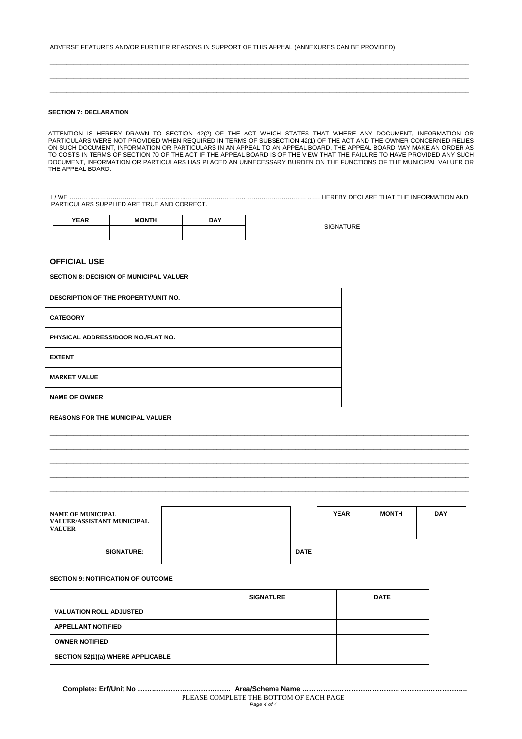ADVERSE FEATURES AND/OR FURTHER REASONS IN SUPPORT OF THIS APPEAL (ANNEXURES CAN BE PROVIDED)

_______________________________________________________________________________________________

_______________________________________________________________________________________________

_______________________________________________________________________________________________

**SECTION 7: DECLARATION**

ATTENTION IS HEREBY DRAWN TO SECTION 42(2) OF THE ACT WHICH STATES THAT WHERE ANY DOCUMENT, INFORMATION OR PARTICULARS WERE NOT PROVIDED WHEN REQUIRED IN TERMS OF SUBSECTION 42(1) OF THE ACT AND THE OWNER CONCERNED RELIES ON SUCH DOCUMENT, INFORMATION OR PARTICULARS IN AN APPEAL TO AN APPEAL BOARD, THE APPEAL BOARD MAY MAKE AN ORDER AS TO COSTS IN TERMS OF SECTION 70 OF THE ACT IF THE APPEAL BOARD IS OF THE VIEW THAT THE FAILURE TO HAVE PROVIDED ANY SUCH DOCUMENT, INFORMATION OR PARTICULARS HAS PLACED AN UNNECESSARY BURDEN ON THE FUNCTIONS OF THE MUNICIPAL VALUER OR THE APPEAL BOARD.

I / WE ……………………………………………………………………………………………………………… HEREBY DECLARE THAT THE INFORMATION AND PARTICULARS SUPPLIED ARE TRUE AND CORRECT.

| YEAR | MONTH | DAY |
|---|---|---|
| | | |

_______________________________
SIGNATURE

## OFFICIAL USE

**SECTION 8: DECISION OF MUNICIPAL VALUER**

| | |
|---|---|
| **DESCRIPTION OF THE PROPERTY/UNIT NO.** | |
| **CATEGORY** | |
| **PHYSICAL ADDRESS/DOOR NO./FLAT NO.** | |
| **EXTENT** | |
| **MARKET VALUE** | |
| **NAME OF OWNER** | |

**REASONS FOR THE MUNICIPAL VALUER**

_______________________________________________________________________________________________

_______________________________________________________________________________________________

_______________________________________________________________________________________________

_______________________________________________________________________________________________

_______________________________________________________________________________________________

| | | | YEAR | MONTH | DAY |
|---|---|---|---|---|---|
| **NAME OF MUNICIPAL VALUER/ASSISTANT MUNICIPAL VALUER** | | | | | |
| **SIGNATURE:** | | **DATE** | | | |

**SECTION 9: NOTIFICATION OF OUTCOME**

| | SIGNATURE | DATE |
|---|---|---|
| **VALUATION ROLL ADJUSTED** | | |
| **APPELLANT NOTIFIED** | | |
| **OWNER NOTIFIED** | | |
| **SECTION 52(1)(a) WHERE APPLICABLE** | | |

**Complete: Erf/Unit No …………………………………. Area/Scheme Name ……………………………………………………………..**

PLEASE COMPLETE THE BOTTOM OF EACH PAGE